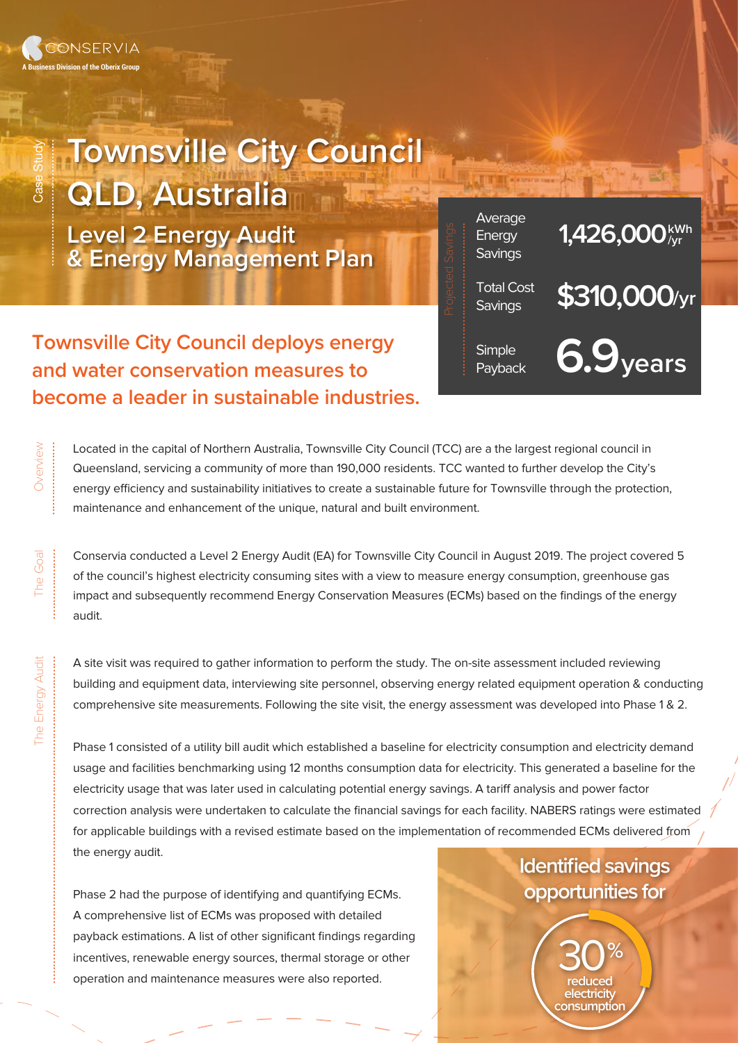CONSERVIA
A Business Division of the Oberix Group

Case Study

# Townsville City Council QLD, Australia

## Level 2 Energy Audit & Energy Management Plan

**Townsville City Council deploys energy and water conservation measures to become a leader in sustainable industries.**

Projected Savings

| | |
|---|---|
| Average Energy Savings | 1,426,000 kWh/yr |
| Total Cost Savings | $310,000/yr |
| Simple Payback | 6.9 years |

### Overview

Located in the capital of Northern Australia, Townsville City Council (TCC) are a the largest regional council in Queensland, servicing a community of more than 190,000 residents. TCC wanted to further develop the City's energy efficiency and sustainability initiatives to create a sustainable future for Townsville through the protection, maintenance and enhancement of the unique, natural and built environment.

### The Goal

Conservia conducted a Level 2 Energy Audit (EA) for Townsville City Council in August 2019. The project covered 5 of the council's highest electricity consuming sites with a view to measure energy consumption, greenhouse gas impact and subsequently recommend Energy Conservation Measures (ECMs) based on the findings of the energy audit.

### The Energy Audit

A site visit was required to gather information to perform the study. The on-site assessment included reviewing building and equipment data, interviewing site personnel, observing energy related equipment operation & conducting comprehensive site measurements. Following the site visit, the energy assessment was developed into Phase 1 & 2.

Phase 1 consisted of a utility bill audit which established a baseline for electricity consumption and electricity demand usage and facilities benchmarking using 12 months consumption data for electricity. This generated a baseline for the electricity usage that was later used in calculating potential energy savings. A tariff analysis and power factor correction analysis were undertaken to calculate the financial savings for each facility. NABERS ratings were estimated for applicable buildings with a revised estimate based on the implementation of recommended ECMs delivered from the energy audit.

Phase 2 had the purpose of identifying and quantifying ECMs. A comprehensive list of ECMs was proposed with detailed payback estimations. A list of other significant findings regarding incentives, renewable energy sources, thermal storage or other operation and maintenance measures were also reported.

**Identified savings opportunities for**

**30%** reduced electricity consumption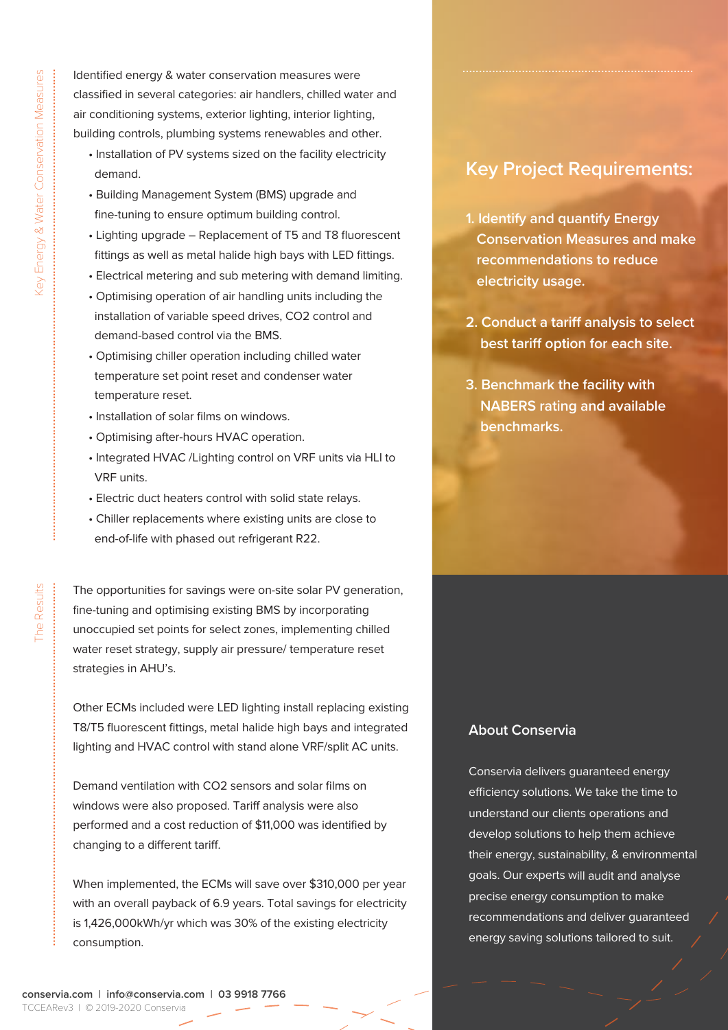## Key Energy & Water Conservation Measures

Identified energy & water conservation measures were classified in several categories: air handlers, chilled water and air conditioning systems, exterior lighting, interior lighting, building controls, plumbing systems renewables and other.

- Installation of PV systems sized on the facility electricity demand.
- Building Management System (BMS) upgrade and fine-tuning to ensure optimum building control.
- Lighting upgrade – Replacement of T5 and T8 fluorescent fittings as well as metal halide high bays with LED fittings.
- Electrical metering and sub metering with demand limiting.
- Optimising operation of air handling units including the installation of variable speed drives, $CO_2$ control and demand-based control via the BMS.
- Optimising chiller operation including chilled water temperature set point reset and condenser water temperature reset.
- Installation of solar films on windows.
- Optimising after-hours HVAC operation.
- Integrated HVAC /Lighting control on VRF units via HLI to VRF units.
- Electric duct heaters control with solid state relays.
- Chiller replacements where existing units are close to end-of-life with phased out refrigerant R22.

## The Results

The opportunities for savings were on-site solar PV generation, fine-tuning and optimising existing BMS by incorporating unoccupied set points for select zones, implementing chilled water reset strategy, supply air pressure/ temperature reset strategies in AHU's.

Other ECMs included were LED lighting install replacing existing T8/T5 fluorescent fittings, metal halide high bays and integrated lighting and HVAC control with stand alone VRF/split AC units.

Demand ventilation with $CO_2$ sensors and solar films on windows were also proposed. Tariff analysis were also performed and a cost reduction of $11,000 was identified by changing to a different tariff.

When implemented, the ECMs will save over $310,000 per year with an overall payback of 6.9 years. Total savings for electricity is 1,426,000kWh/yr which was 30% of the existing electricity consumption.

## Key Project Requirements:

1. Identify and quantify Energy Conservation Measures and make recommendations to reduce electricity usage.
2. Conduct a tariff analysis to select best tariff option for each site.
3. Benchmark the facility with NABERS rating and available benchmarks.

### About Conservia

Conservia delivers guaranteed energy efficiency solutions. We take the time to understand our clients operations and develop solutions to help them achieve their energy, sustainability, & environmental goals. Our experts will audit and analyse precise energy consumption to make recommendations and deliver guaranteed energy saving solutions tailored to suit.

conservia.com | info@conservia.com | 03 9918 7766

TCCEARev3 | © 2019-2020 Conservia